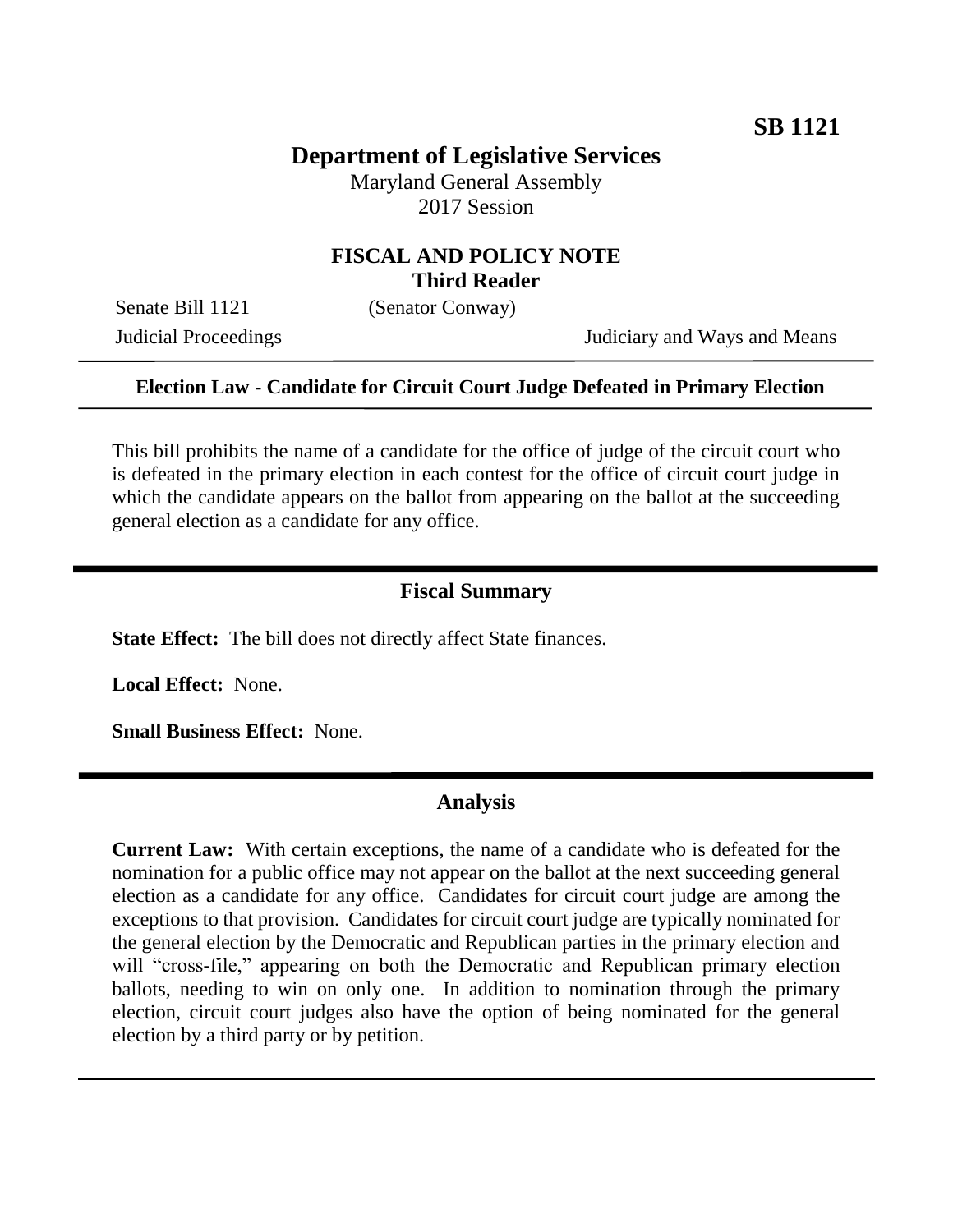**SB 1121**

# Department of Legislative Services

Maryland General Assembly
2017 Session

## FISCAL AND POLICY NOTE
**Third Reader**

Senate Bill 1121 (Senator Conway)

Judicial Proceedings Judiciary and Ways and Means

---

**Election Law - Candidate for Circuit Court Judge Defeated in Primary Election**

---

This bill prohibits the name of a candidate for the office of judge of the circuit court who is defeated in the primary election in each contest for the office of circuit court judge in which the candidate appears on the ballot from appearing on the ballot at the succeeding general election as a candidate for any office.

---

## Fiscal Summary

**State Effect:** The bill does not directly affect State finances.

**Local Effect:** None.

**Small Business Effect:** None.

---

## Analysis

**Current Law:** With certain exceptions, the name of a candidate who is defeated for the nomination for a public office may not appear on the ballot at the next succeeding general election as a candidate for any office. Candidates for circuit court judge are among the exceptions to that provision. Candidates for circuit court judge are typically nominated for the general election by the Democratic and Republican parties in the primary election and will "cross-file," appearing on both the Democratic and Republican primary election ballots, needing to win on only one. In addition to nomination through the primary election, circuit court judges also have the option of being nominated for the general election by a third party or by petition.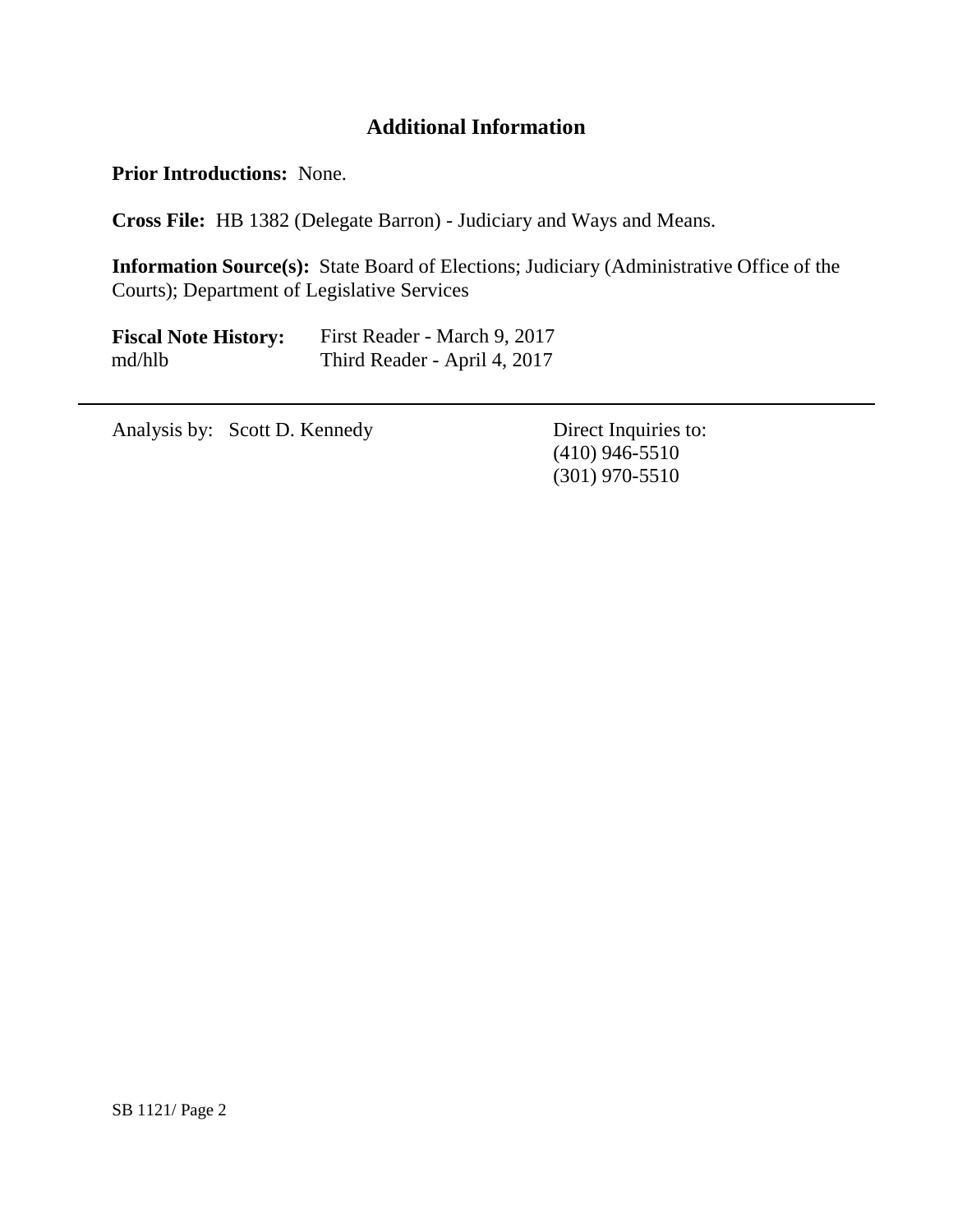## Additional Information

**Prior Introductions:** None.

**Cross File:** HB 1382 (Delegate Barron) - Judiciary and Ways and Means.

**Information Source(s):** State Board of Elections; Judiciary (Administrative Office of the Courts); Department of Legislative Services

| | |
|---|---|
| **Fiscal Note History:** | First Reader - March 9, 2017 |
| md/hlb | Third Reader - April 4, 2017 |

---

Analysis by: Scott D. Kennedy

Direct Inquiries to:
(410) 946-5510
(301) 970-5510